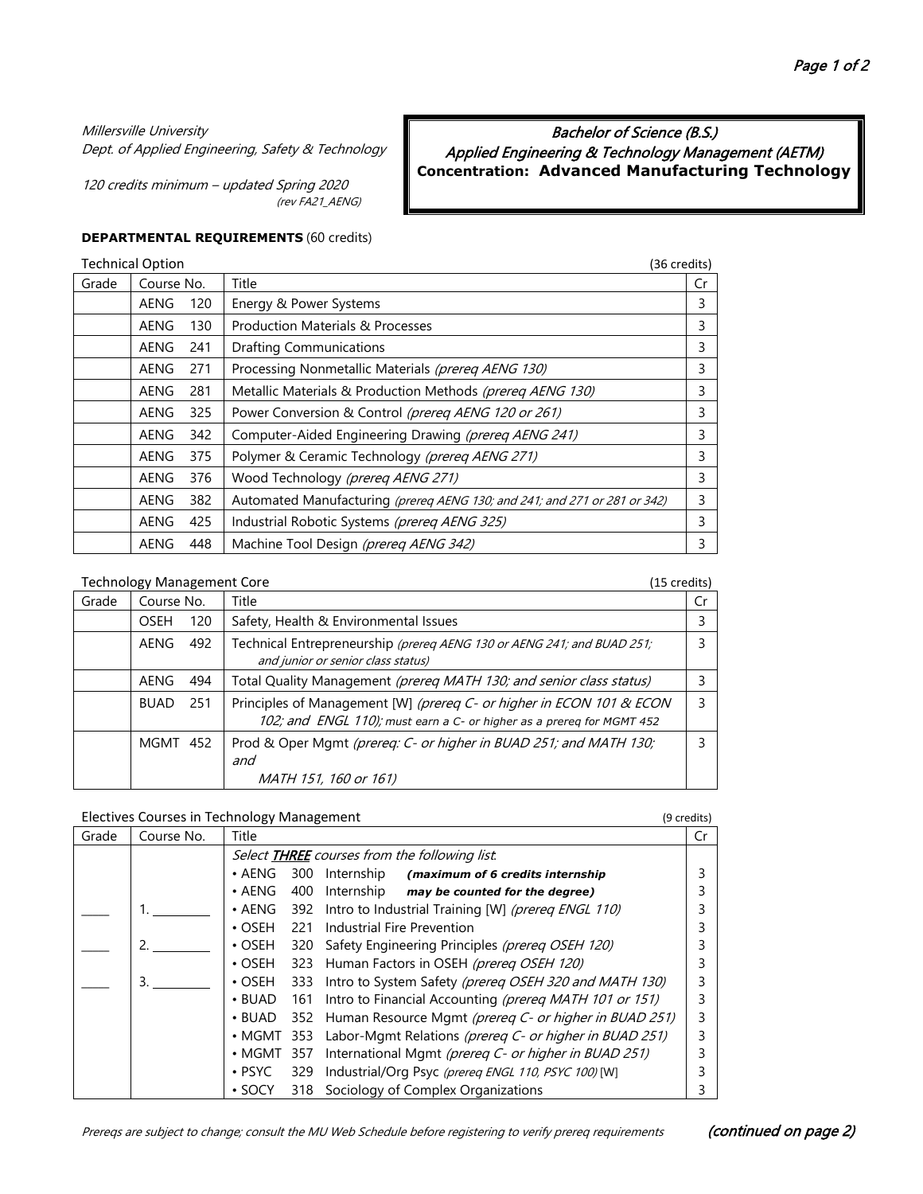*Millersville University*
*Dept. of Applied Engineering, Safety & Technology*

*120 credits minimum – updated Spring 2020*
*(rev FA21_AENG)*

# *Bachelor of Science (B.S.)*
## *Applied Engineering & Technology Management (AETM)*
### Concentration: Advanced Manufacturing Technology

**DEPARTMENTAL REQUIREMENTS** (60 credits)

Technical Option (36 credits)

| Grade | Course No. | Title | Cr |
|---|---|---|---|
| | AENG 120 | Energy & Power Systems | 3 |
| | AENG 130 | Production Materials & Processes | 3 |
| | AENG 241 | Drafting Communications | 3 |
| | AENG 271 | Processing Nonmetallic Materials *(prereq AENG 130)* | 3 |
| | AENG 281 | Metallic Materials & Production Methods *(prereq AENG 130)* | 3 |
| | AENG 325 | Power Conversion & Control *(prereq AENG 120 or 261)* | 3 |
| | AENG 342 | Computer-Aided Engineering Drawing *(prereq AENG 241)* | 3 |
| | AENG 375 | Polymer & Ceramic Technology *(prereq AENG 271)* | 3 |
| | AENG 376 | Wood Technology *(prereq AENG 271)* | 3 |
| | AENG 382 | Automated Manufacturing *(prereq AENG 130; and 241; and 271 or 281 or 342)* | 3 |
| | AENG 425 | Industrial Robotic Systems *(prereq AENG 325)* | 3 |
| | AENG 448 | Machine Tool Design *(prereq AENG 342)* | 3 |

Technology Management Core (15 credits)

| Grade | Course No. | Title | Cr |
|---|---|---|---|
| | OSEH 120 | Safety, Health & Environmental Issues | 3 |
| | AENG 492 | Technical Entrepreneurship *(prereq AENG 130 or AENG 241; and BUAD 251; and junior or senior class status)* | 3 |
| | AENG 494 | Total Quality Management *(prereq MATH 130; and senior class status)* | 3 |
| | BUAD 251 | Principles of Management [W] *(prereq C- or higher in ECON 101 & ECON 102; and ENGL 110); must earn a C- or higher as a prereq for MGMT 452* | 3 |
| | MGMT 452 | Prod & Oper Mgmt *(prereq: C- or higher in BUAD 251; and MATH 130; and MATH 151, 160 or 161)* | 3 |

Electives Courses in Technology Management (9 credits)

| Grade | Course No. | Title | Cr |
|---|---|---|---|
| | | *Select **THREE** courses from the following list:* | |
| | | • AENG 300 Internship ***(maximum of 6 credits internship*** | 3 |
| | | • AENG 400 Internship ***may be counted for the degree)*** | 3 |
| ____ | 1. ________ | • AENG 392 Intro to Industrial Training [W] *(prereq ENGL 110)* | 3 |
| | | • OSEH 221 Industrial Fire Prevention | 3 |
| ____ | 2. ________ | • OSEH 320 Safety Engineering Principles *(prereq OSEH 120)* | 3 |
| | | • OSEH 323 Human Factors in OSEH *(prereq OSEH 120)* | 3 |
| ____ | 3. ________ | • OSEH 333 Intro to System Safety *(prereq OSEH 320 and MATH 130)* | 3 |
| | | • BUAD 161 Intro to Financial Accounting *(prereq MATH 101 or 151)* | 3 |
| | | • BUAD 352 Human Resource Mgmt *(prereq C- or higher in BUAD 251)* | 3 |
| | | • MGMT 353 Labor-Mgmt Relations *(prereq C- or higher in BUAD 251)* | 3 |
| | | • MGMT 357 International Mgmt *(prereq C- or higher in BUAD 251)* | 3 |
| | | • PSYC 329 Industrial/Org Psyc *(prereq ENGL 110, PSYC 100)* [W] | 3 |
| | | • SOCY 318 Sociology of Complex Organizations | 3 |

*Prereqs are subject to change; consult the MU Web Schedule before registering to verify prereq requirements* ***(continued on page 2)***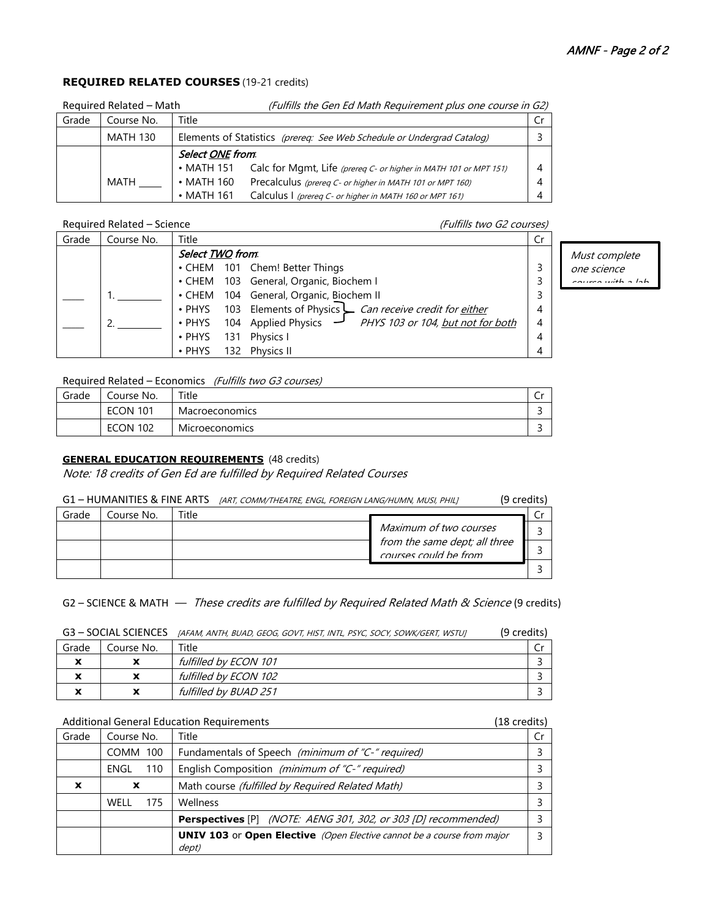## REQUIRED RELATED COURSES (19-21 credits)

Required Related – Math *(Fulfills the Gen Ed Math Requirement plus one course in G2)*

| Grade | Course No. | Title | Cr |
|---|---|---|---|
| | MATH 130 | Elements of Statistics *(prereq: See Web Schedule or Undergrad Catalog)* | 3 |
| | MATH ____ | ***Select ONE from:***<br>• MATH 151 Calc for Mgmt, Life *(prereq C- or higher in MATH 101 or MPT 151)*<br>• MATH 160 Precalculus *(prereq C- or higher in MATH 101 or MPT 160)*<br>• MATH 161 Calculus I *(prereq C- or higher in MATH 160 or MPT 161)* | <br>4<br>4<br>4 |

Required Related – Science *(Fulfills two G2 courses)*

| Grade | Course No. | Title | Cr |
|---|---|---|---|
| ____<br>____ | 1. ________<br>2. ________ | ***Select TWO from:***<br>• CHEM 101 Chem! Better Things<br>• CHEM 103 General, Organic, Biochem I<br>• CHEM 104 General, Organic, Biochem II<br>• PHYS 103 Elements of Physics *(Can receive credit for either PHYS 103 or 104, but not for both)*<br>• PHYS 104 Applied Physics<br>• PHYS 131 Physics I<br>• PHYS 132 Physics II | <br>3<br>3<br>3<br>4<br>4<br>4<br>4 |

*Must complete one science course with a lab*

Required Related – Economics *(Fulfills two G3 courses)*

| Grade | Course No. | Title | Cr |
|---|---|---|---|
| | ECON 101 | Macroeconomics | 3 |
| | ECON 102 | Microeconomics | 3 |

## GENERAL EDUCATION REQUIREMENTS (48 credits)

*Note: 18 credits of Gen Ed are fulfilled by Required Related Courses*

G1 – HUMANITIES & FINE ARTS *[ART, COMM/THEATRE, ENGL, FOREIGN LANG/HUMN, MUSI, PHIL]* (9 credits)

| Grade | Course No. | Title | Cr |
|---|---|---|---|
| | | | 3 |
| | | | 3 |
| | | | 3 |

*Maximum of two courses from the same dept; all three courses could be from*

G2 – SCIENCE & MATH — *These credits are fulfilled by Required Related Math & Science* (9 credits)

G3 – SOCIAL SCIENCES *[AFAM, ANTH, BUAD, GEOG, GOVT, HIST, INTL, PSYC, SOCY, SOWK/GERT, WSTU]* (9 credits)

| Grade | Course No. | Title | Cr |
|---|---|---|---|
| x | x | *fulfilled by ECON 101* | 3 |
| x | x | *fulfilled by ECON 102* | 3 |
| x | x | *fulfilled by BUAD 251* | 3 |

Additional General Education Requirements (18 credits)

| Grade | Course No. | Title | Cr |
|---|---|---|---|
| | COMM 100 | Fundamentals of Speech *(minimum of "C-" required)* | 3 |
| | ENGL 110 | English Composition *(minimum of "C-" required)* | 3 |
| x | x | Math course *(fulfilled by Required Related Math)* | 3 |
| | WELL 175 | Wellness | 3 |
| | | **Perspectives** [P] *(NOTE: AENG 301, 302, or 303 [D] recommended)* | 3 |
| | | **UNIV 103** or **Open Elective** *(Open Elective cannot be a course from major dept)* | 3 |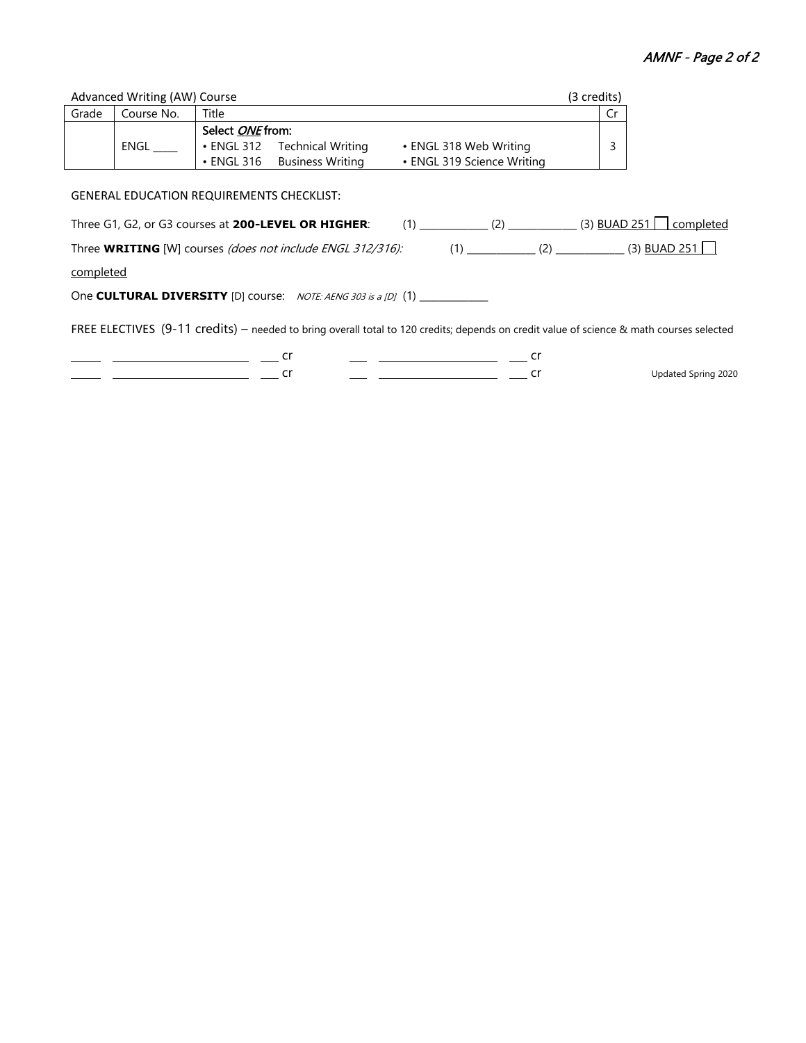Advanced Writing (AW) Course (3 credits)

| Grade | Course No. | Title | | Cr |
|---|---|---|---|---|
| | ENGL ____ | Select *ONE* from:<br>• ENGL 312 Technical Writing<br>• ENGL 316 Business Writing | <br>• ENGL 318 Web Writing<br>• ENGL 319 Science Writing | 3 |

GENERAL EDUCATION REQUIREMENTS CHECKLIST:

Three G1, G2, or G3 courses at **200-LEVEL OR HIGHER**: (1) ____________ (2) ____________ (3) BUAD 251 ☐ completed

Three **WRITING** [W] courses *(does not include ENGL 312/316):* (1) ____________ (2) ____________ (3) BUAD 251 ☐ completed

One **CULTURAL DIVERSITY** [D] course: *NOTE: AENG 303 is a [D]* (1) ____________

FREE ELECTIVES (9-11 credits) – needed to bring overall total to 120 credits; depends on credit value of science & math courses selected

_____ ______________________ ___ cr    ___ ____________________ ___ cr

_____ ______________________ ___ cr    ___ ____________________ ___ cr

Updated Spring 2020